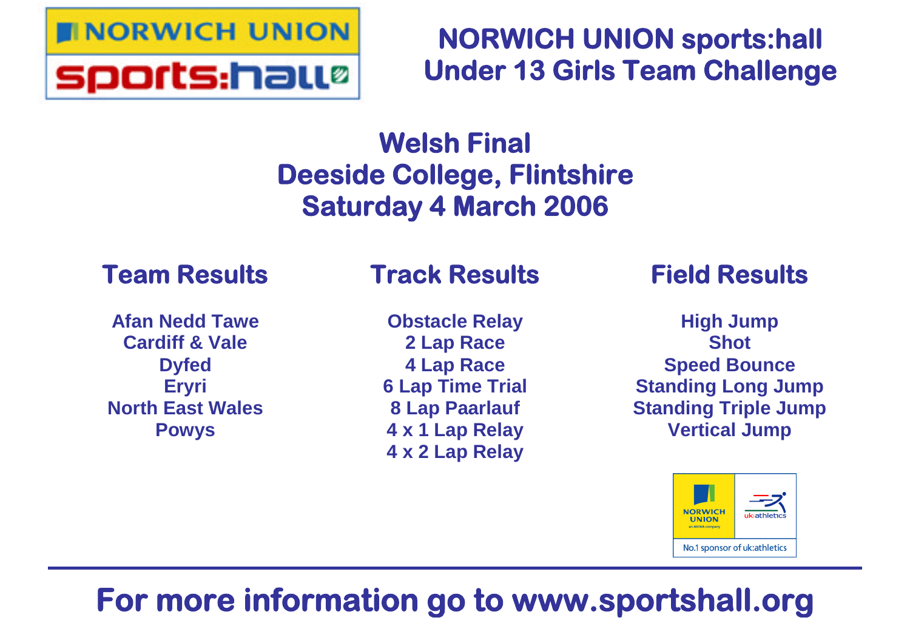# NORWICH UNION sports:hall Under 13 Girls Team Challenge

## Welsh Final
## Deeside College, Flintshire
## Saturday 4 March 2006

### Team Results

Afan Nedd Tawe
Cardiff & Vale
Dyfed
Eryri
North East Wales
Powys

### Track Results

Obstacle Relay
2 Lap Race
4 Lap Race
6 Lap Time Trial
8 Lap Paarlauf
4 x 1 Lap Relay
4 x 2 Lap Relay

### Field Results

High Jump
Shot
Speed Bounce
Standing Long Jump
Standing Triple Jump
Vertical Jump

NORWICH UNION an AVIVA company | uk:athletics
No.1 sponsor of uk:athletics

**For more information go to www.sportshall.org**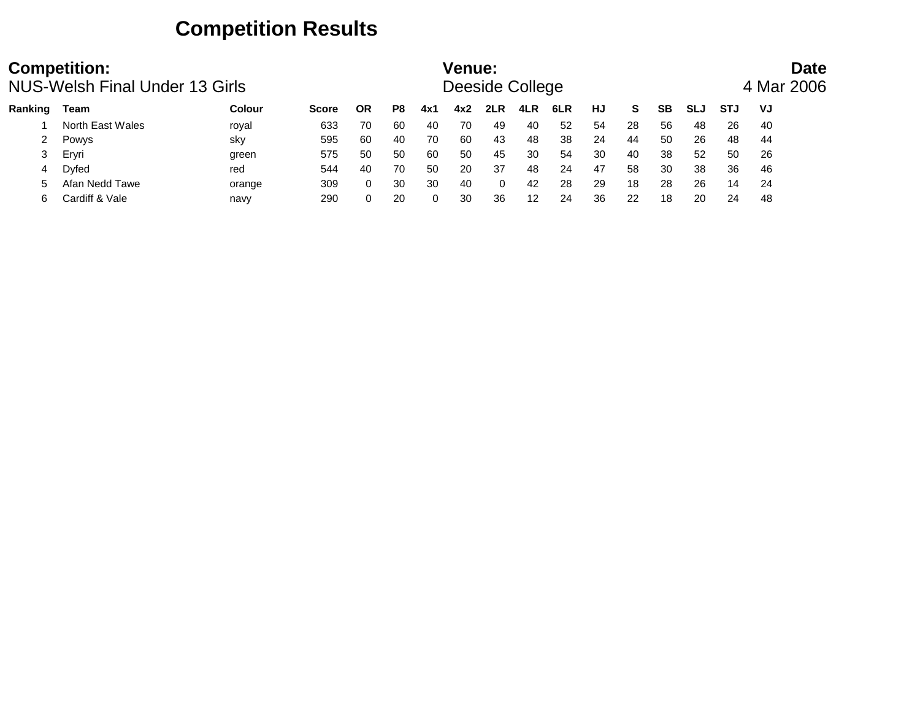# Competition Results

**Competition:** NUS-Welsh Final Under 13 Girls

**Venue:** Deeside College

**Date** 4 Mar 2006

| Ranking | Team | Colour | Score | OR | P8 | 4x1 | 4x2 | 2LR | 4LR | 6LR | HJ | S | SB | SLJ | STJ | VJ |
|---|---|---|---|---|---|---|---|---|---|---|---|---|---|---|---|---|
| 1 | North East Wales | royal | 633 | 70 | 60 | 40 | 70 | 49 | 40 | 52 | 54 | 28 | 56 | 48 | 26 | 40 |
| 2 | Powys | sky | 595 | 60 | 40 | 70 | 60 | 43 | 48 | 38 | 24 | 44 | 50 | 26 | 48 | 44 |
| 3 | Eryri | green | 575 | 50 | 50 | 60 | 50 | 45 | 30 | 54 | 30 | 40 | 38 | 52 | 50 | 26 |
| 4 | Dyfed | red | 544 | 40 | 70 | 50 | 20 | 37 | 48 | 24 | 47 | 58 | 30 | 38 | 36 | 46 |
| 5 | Afan Nedd Tawe | orange | 309 | 0 | 30 | 30 | 40 | 0 | 42 | 28 | 29 | 18 | 28 | 26 | 14 | 24 |
| 6 | Cardiff & Vale | navy | 290 | 0 | 20 | 0 | 30 | 36 | 12 | 24 | 36 | 22 | 18 | 20 | 24 | 48 |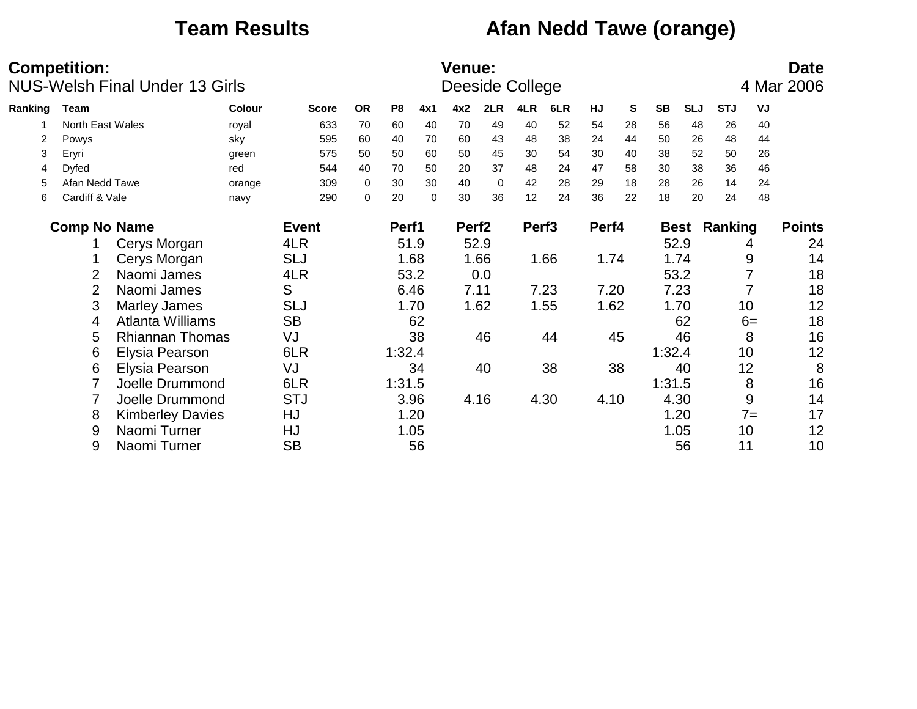# Team Results — Afan Nedd Tawe (orange)

**Competition:** NUS-Welsh Final Under 13 Girls

**Venue:** Deeside College

**Date:** 4 Mar 2006

| Ranking | Team | Colour | Score | OR | P8 | 4x1 | 4x2 | 2LR | 4LR | 6LR | HJ | S | SB | SLJ | STJ | VJ |
|---|---|---|---|---|---|---|---|---|---|---|---|---|---|---|---|---|
| 1 | North East Wales | royal | 633 | 70 | 60 | 40 | 70 | 49 | 40 | 52 | 54 | 28 | 56 | 48 | 26 | 40 |
| 2 | Powys | sky | 595 | 60 | 40 | 70 | 60 | 43 | 48 | 38 | 24 | 44 | 50 | 26 | 48 | 44 |
| 3 | Eryri | green | 575 | 50 | 50 | 60 | 50 | 45 | 30 | 54 | 30 | 40 | 38 | 52 | 50 | 26 |
| 4 | Dyfed | red | 544 | 40 | 70 | 50 | 20 | 37 | 48 | 24 | 47 | 58 | 30 | 38 | 36 | 46 |
| 5 | Afan Nedd Tawe | orange | 309 | 0 | 30 | 30 | 40 | 0 | 42 | 28 | 29 | 18 | 28 | 26 | 14 | 24 |
| 6 | Cardiff & Vale | navy | 290 | 0 | 20 | 0 | 30 | 36 | 12 | 24 | 36 | 22 | 18 | 20 | 24 | 48 |

| Comp No | Name | Event | Perf1 | Perf2 | Perf3 | Perf4 | Best | Ranking | Points |
|---|---|---|---|---|---|---|---|---|---|
| 1 | Cerys Morgan | 4LR | 51.9 | 52.9 | | | 52.9 | 4 | 24 |
| 1 | Cerys Morgan | SLJ | 1.68 | 1.66 | 1.66 | 1.74 | 1.74 | 9 | 14 |
| 2 | Naomi James | 4LR | 53.2 | 0.0 | | | 53.2 | 7 | 18 |
| 2 | Naomi James | S | 6.46 | 7.11 | 7.23 | 7.20 | 7.23 | 7 | 18 |
| 3 | Marley James | SLJ | 1.70 | 1.62 | 1.55 | 1.62 | 1.70 | 10 | 12 |
| 4 | Atlanta Williams | SB | 62 | | | | 62 | 6= | 18 |
| 5 | Rhiannan Thomas | VJ | 38 | 46 | 44 | 45 | 46 | 8 | 16 |
| 6 | Elysia Pearson | 6LR | 1:32.4 | | | | 1:32.4 | 10 | 12 |
| 6 | Elysia Pearson | VJ | 34 | 40 | 38 | 38 | 40 | 12 | 8 |
| 7 | Joelle Drummond | 6LR | 1:31.5 | | | | 1:31.5 | 8 | 16 |
| 7 | Joelle Drummond | STJ | 3.96 | 4.16 | 4.30 | 4.10 | 4.30 | 9 | 14 |
| 8 | Kimberley Davies | HJ | 1.20 | | | | 1.20 | 7= | 17 |
| 9 | Naomi Turner | HJ | 1.05 | | | | 1.05 | 10 | 12 |
| 9 | Naomi Turner | SB | 56 | | | | 56 | 11 | 10 |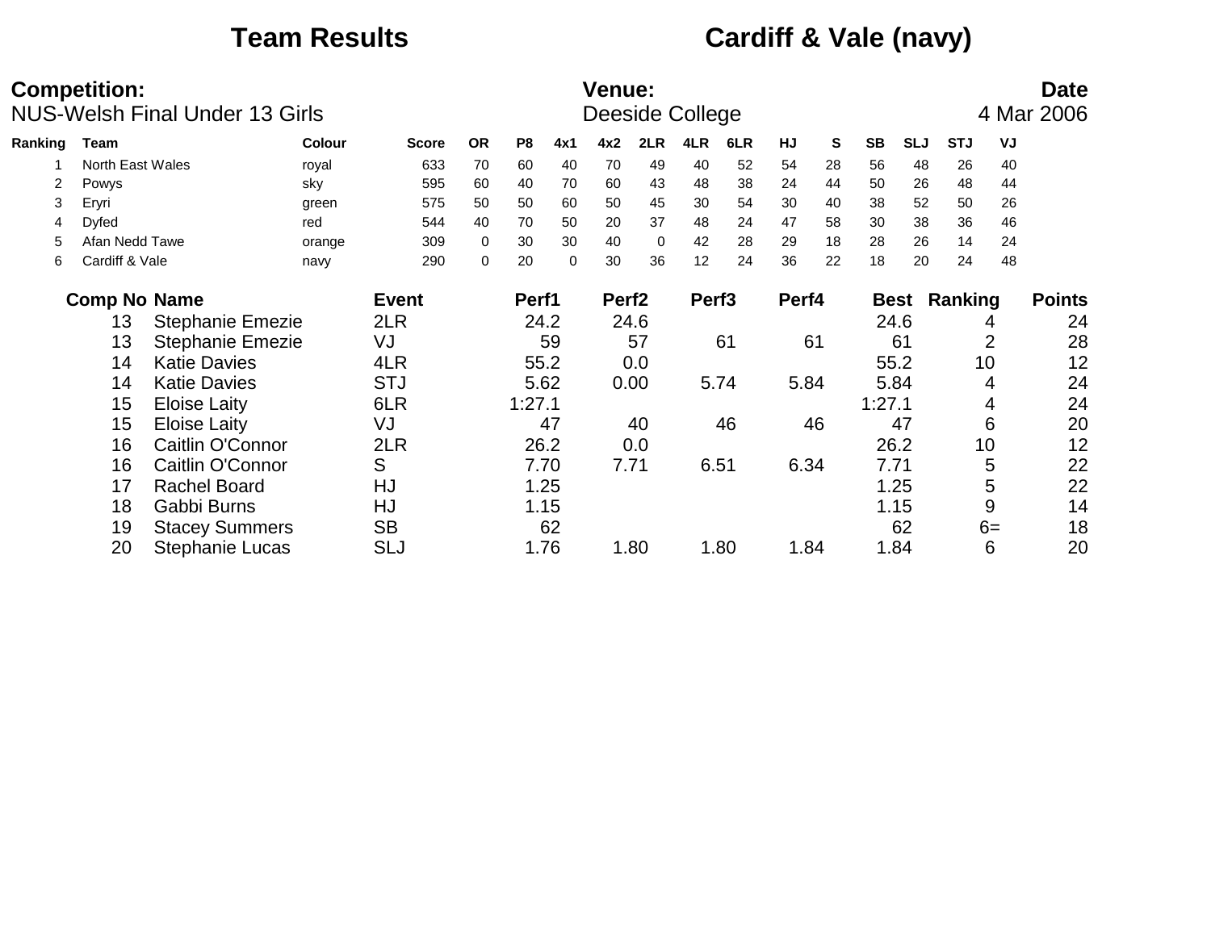# Team Results

## Cardiff & Vale (navy)

**Competition:**
NUS-Welsh Final Under 13 Girls

**Venue:**
Deeside College

**Date**
4 Mar 2006

| Ranking | Team | Colour | Score | OR | P8 | 4x1 | 4x2 | 2LR | 4LR | 6LR | HJ | S | SB | SLJ | STJ | VJ |
|---|---|---|---|---|---|---|---|---|---|---|---|---|---|---|---|---|
| 1 | North East Wales | royal | 633 | 70 | 60 | 40 | 70 | 49 | 40 | 52 | 54 | 28 | 56 | 48 | 26 | 40 |
| 2 | Powys | sky | 595 | 60 | 40 | 70 | 60 | 43 | 48 | 38 | 24 | 44 | 50 | 26 | 48 | 44 |
| 3 | Eryri | green | 575 | 50 | 50 | 60 | 50 | 45 | 30 | 54 | 30 | 40 | 38 | 52 | 50 | 26 |
| 4 | Dyfed | red | 544 | 40 | 70 | 50 | 20 | 37 | 48 | 24 | 47 | 58 | 30 | 38 | 36 | 46 |
| 5 | Afan Nedd Tawe | orange | 309 | 0 | 30 | 30 | 40 | 0 | 42 | 28 | 29 | 18 | 28 | 26 | 14 | 24 |
| 6 | Cardiff & Vale | navy | 290 | 0 | 20 | 0 | 30 | 36 | 12 | 24 | 36 | 22 | 18 | 20 | 24 | 48 |

| Comp No | Name | Event | Perf1 | Perf2 | Perf3 | Perf4 | Best | Ranking | Points |
|---|---|---|---|---|---|---|---|---|---|
| 13 | Stephanie Emezie | 2LR | 24.2 | 24.6 | | | 24.6 | 4 | 24 |
| 13 | Stephanie Emezie | VJ | 59 | 57 | 61 | 61 | 61 | 2 | 28 |
| 14 | Katie Davies | 4LR | 55.2 | 0.0 | | | 55.2 | 10 | 12 |
| 14 | Katie Davies | STJ | 5.62 | 0.00 | 5.74 | 5.84 | 5.84 | 4 | 24 |
| 15 | Eloise Laity | 6LR | 1:27.1 | | | | 1:27.1 | 4 | 24 |
| 15 | Eloise Laity | VJ | 47 | 40 | 46 | 46 | 47 | 6 | 20 |
| 16 | Caitlin O'Connor | 2LR | 26.2 | 0.0 | | | 26.2 | 10 | 12 |
| 16 | Caitlin O'Connor | S | 7.70 | 7.71 | 6.51 | 6.34 | 7.71 | 5 | 22 |
| 17 | Rachel Board | HJ | 1.25 | | | | 1.25 | 5 | 22 |
| 18 | Gabbi Burns | HJ | 1.15 | | | | 1.15 | 9 | 14 |
| 19 | Stacey Summers | SB | 62 | | | | 62 | 6= | 18 |
| 20 | Stephanie Lucas | SLJ | 1.76 | 1.80 | 1.80 | 1.84 | 1.84 | 6 | 20 |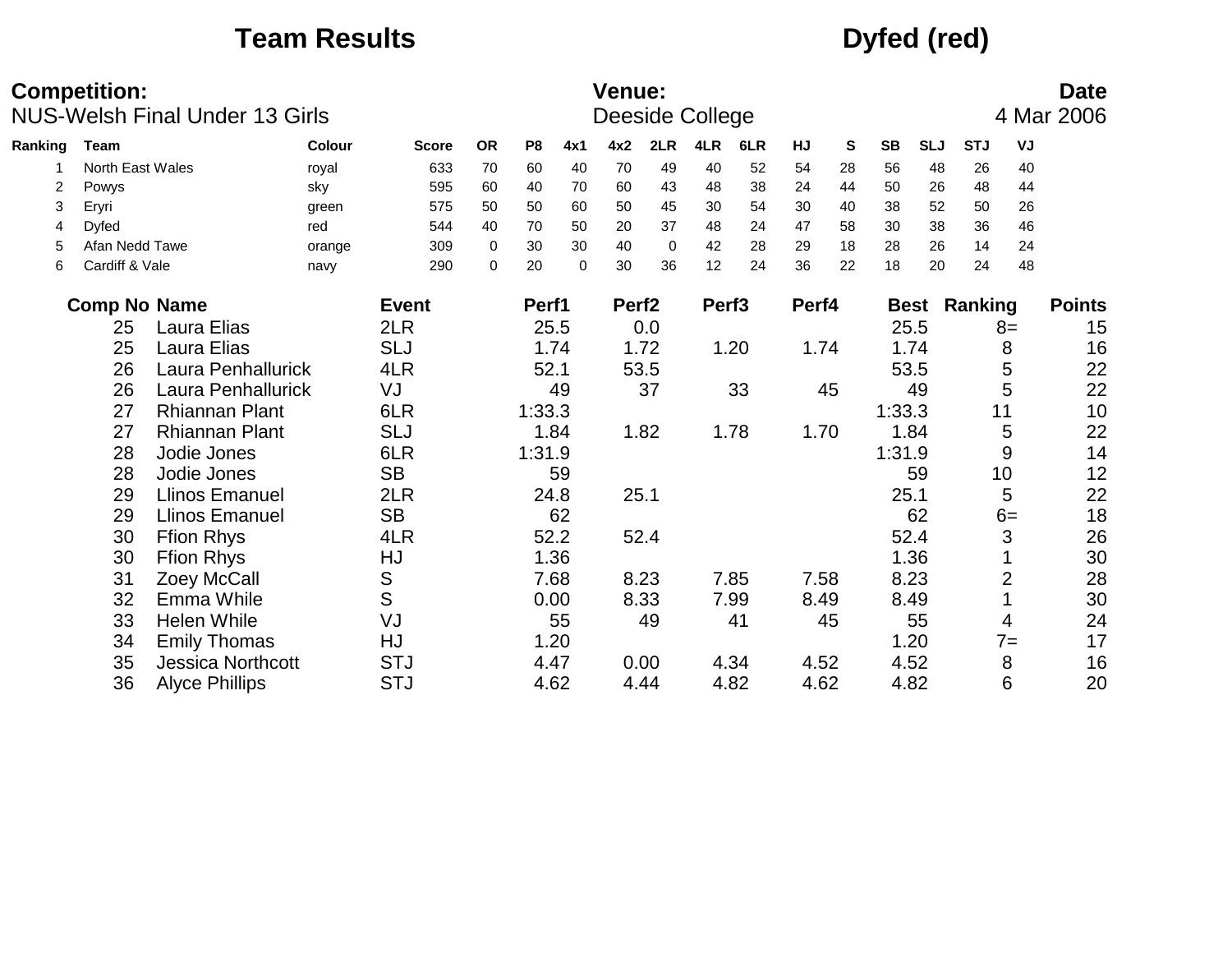# Team Results

# Dyfed (red)

**Competition:** NUS-Welsh Final Under 13 Girls

**Venue:** Deeside College

**Date** 4 Mar 2006

| Ranking | Team | Colour | Score | OR | P8 | 4x1 | 4x2 | 2LR | 4LR | 6LR | HJ | S | SB | SLJ | STJ | VJ |
|---|---|---|---|---|---|---|---|---|---|---|---|---|---|---|---|---|
| 1 | North East Wales | royal | 633 | 70 | 60 | 40 | 70 | 49 | 40 | 52 | 54 | 28 | 56 | 48 | 26 | 40 |
| 2 | Powys | sky | 595 | 60 | 40 | 70 | 60 | 43 | 48 | 38 | 24 | 44 | 50 | 26 | 48 | 44 |
| 3 | Eryri | green | 575 | 50 | 50 | 60 | 50 | 45 | 30 | 54 | 30 | 40 | 38 | 52 | 50 | 26 |
| 4 | Dyfed | red | 544 | 40 | 70 | 50 | 20 | 37 | 48 | 24 | 47 | 58 | 30 | 38 | 36 | 46 |
| 5 | Afan Nedd Tawe | orange | 309 | 0 | 30 | 30 | 40 | 0 | 42 | 28 | 29 | 18 | 28 | 26 | 14 | 24 |
| 6 | Cardiff & Vale | navy | 290 | 0 | 20 | 0 | 30 | 36 | 12 | 24 | 36 | 22 | 18 | 20 | 24 | 48 |

| Comp No | Name | Event | Perf1 | Perf2 | Perf3 | Perf4 | Best | Ranking | Points |
|---|---|---|---|---|---|---|---|---|---|
| 25 | Laura Elias | 2LR | 25.5 | 0.0 | | | 25.5 | 8= | 15 |
| 25 | Laura Elias | SLJ | 1.74 | 1.72 | 1.20 | 1.74 | 1.74 | 8 | 16 |
| 26 | Laura Penhallurick | 4LR | 52.1 | 53.5 | | | 53.5 | 5 | 22 |
| 26 | Laura Penhallurick | VJ | 49 | 37 | 33 | 45 | 49 | 5 | 22 |
| 27 | Rhiannan Plant | 6LR | 1:33.3 | | | | 1:33.3 | 11 | 10 |
| 27 | Rhiannan Plant | SLJ | 1.84 | 1.82 | 1.78 | 1.70 | 1.84 | 5 | 22 |
| 28 | Jodie Jones | 6LR | 1:31.9 | | | | 1:31.9 | 9 | 14 |
| 28 | Jodie Jones | SB | 59 | | | | 59 | 10 | 12 |
| 29 | Llinos Emanuel | 2LR | 24.8 | 25.1 | | | 25.1 | 5 | 22 |
| 29 | Llinos Emanuel | SB | 62 | | | | 62 | 6= | 18 |
| 30 | Ffion Rhys | 4LR | 52.2 | 52.4 | | | 52.4 | 3 | 26 |
| 30 | Ffion Rhys | HJ | 1.36 | | | | 1.36 | 1 | 30 |
| 31 | Zoey McCall | S | 7.68 | 8.23 | 7.85 | 7.58 | 8.23 | 2 | 28 |
| 32 | Emma While | S | 0.00 | 8.33 | 7.99 | 8.49 | 8.49 | 1 | 30 |
| 33 | Helen While | VJ | 55 | 49 | 41 | 45 | 55 | 4 | 24 |
| 34 | Emily Thomas | HJ | 1.20 | | | | 1.20 | 7= | 17 |
| 35 | Jessica Northcott | STJ | 4.47 | 0.00 | 4.34 | 4.52 | 4.52 | 8 | 16 |
| 36 | Alyce Phillips | STJ | 4.62 | 4.44 | 4.82 | 4.62 | 4.82 | 6 | 20 |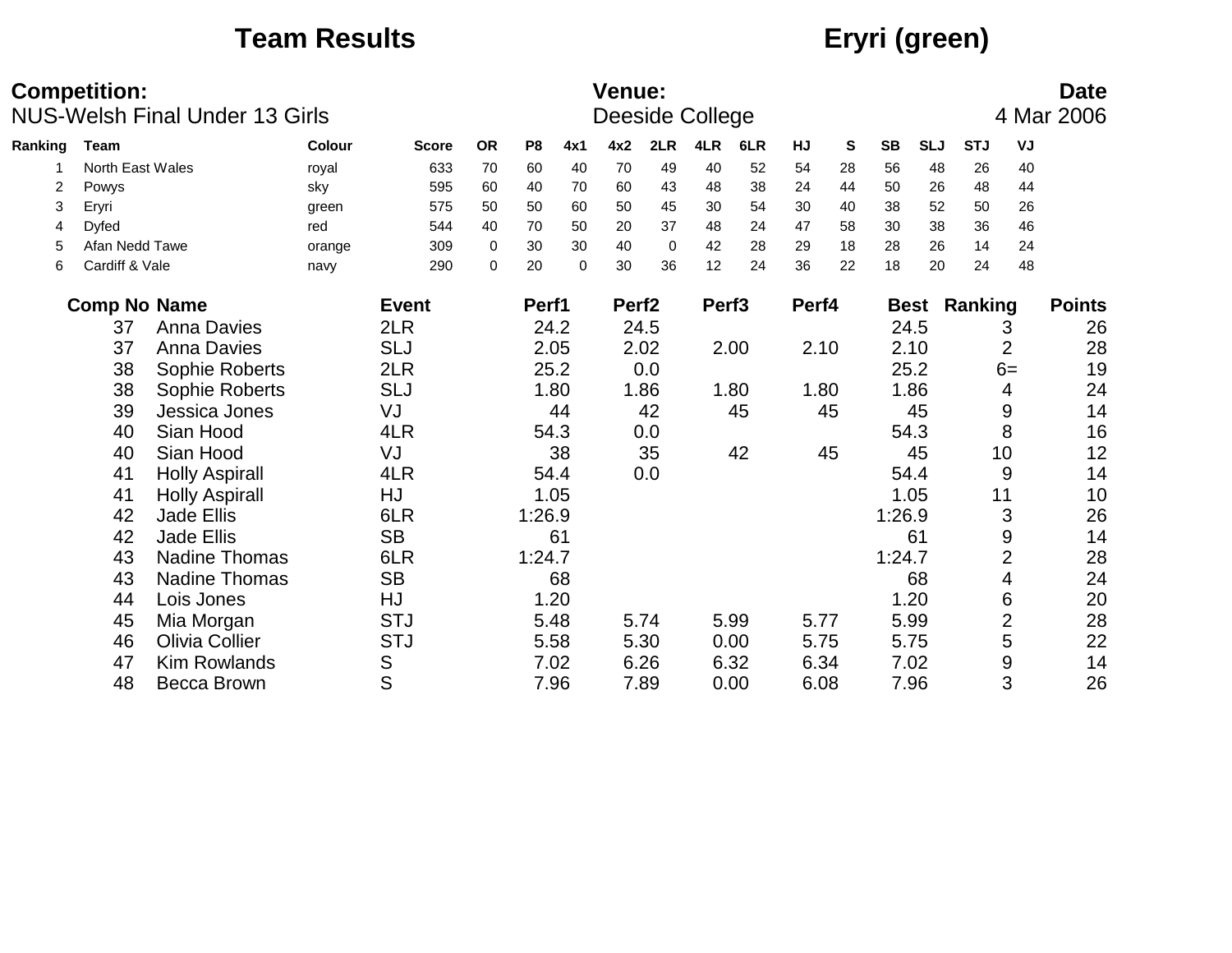# Team Results

## Eryri (green)

**Competition:** NUS-Welsh Final Under 13 Girls

**Venue:** Deeside College

**Date:** 4 Mar 2006

| Ranking | Team | Colour | Score | OR | P8 | 4x1 | 4x2 | 2LR | 4LR | 6LR | HJ | S | SB | SLJ | STJ | VJ |
|---|---|---|---|---|---|---|---|---|---|---|---|---|---|---|---|---|
| 1 | North East Wales | royal | 633 | 70 | 60 | 40 | 70 | 49 | 40 | 52 | 54 | 28 | 56 | 48 | 26 | 40 |
| 2 | Powys | sky | 595 | 60 | 40 | 70 | 60 | 43 | 48 | 38 | 24 | 44 | 50 | 26 | 48 | 44 |
| 3 | Eryri | green | 575 | 50 | 50 | 60 | 50 | 45 | 30 | 54 | 30 | 40 | 38 | 52 | 50 | 26 |
| 4 | Dyfed | red | 544 | 40 | 70 | 50 | 20 | 37 | 48 | 24 | 47 | 58 | 30 | 38 | 36 | 46 |
| 5 | Afan Nedd Tawe | orange | 309 | 0 | 30 | 30 | 40 | 0 | 42 | 28 | 29 | 18 | 28 | 26 | 14 | 24 |
| 6 | Cardiff & Vale | navy | 290 | 0 | 20 | 0 | 30 | 36 | 12 | 24 | 36 | 22 | 18 | 20 | 24 | 48 |

| Comp No | Name | Event | Perf1 | Perf2 | Perf3 | Perf4 | Best | Ranking | Points |
|---|---|---|---|---|---|---|---|---|---|
| 37 | Anna Davies | 2LR | 24.2 | 24.5 | | | 24.5 | 3 | 26 |
| 37 | Anna Davies | SLJ | 2.05 | 2.02 | 2.00 | 2.10 | 2.10 | 2 | 28 |
| 38 | Sophie Roberts | 2LR | 25.2 | 0.0 | | | 25.2 | 6= | 19 |
| 38 | Sophie Roberts | SLJ | 1.80 | 1.86 | 1.80 | 1.80 | 1.86 | 4 | 24 |
| 39 | Jessica Jones | VJ | 44 | 42 | 45 | 45 | 45 | 9 | 14 |
| 40 | Sian Hood | 4LR | 54.3 | 0.0 | | | 54.3 | 8 | 16 |
| 40 | Sian Hood | VJ | 38 | 35 | 42 | 45 | 45 | 10 | 12 |
| 41 | Holly Aspirall | 4LR | 54.4 | 0.0 | | | 54.4 | 9 | 14 |
| 41 | Holly Aspirall | HJ | 1.05 | | | | 1.05 | 11 | 10 |
| 42 | Jade Ellis | 6LR | 1:26.9 | | | | 1:26.9 | 3 | 26 |
| 42 | Jade Ellis | SB | 61 | | | | 61 | 9 | 14 |
| 43 | Nadine Thomas | 6LR | 1:24.7 | | | | 1:24.7 | 2 | 28 |
| 43 | Nadine Thomas | SB | 68 | | | | 68 | 4 | 24 |
| 44 | Lois Jones | HJ | 1.20 | | | | 1.20 | 6 | 20 |
| 45 | Mia Morgan | STJ | 5.48 | 5.74 | 5.99 | 5.77 | 5.99 | 2 | 28 |
| 46 | Olivia Collier | STJ | 5.58 | 5.30 | 0.00 | 5.75 | 5.75 | 5 | 22 |
| 47 | Kim Rowlands | S | 7.02 | 6.26 | 6.32 | 6.34 | 7.02 | 9 | 14 |
| 48 | Becca Brown | S | 7.96 | 7.89 | 0.00 | 6.08 | 7.96 | 3 | 26 |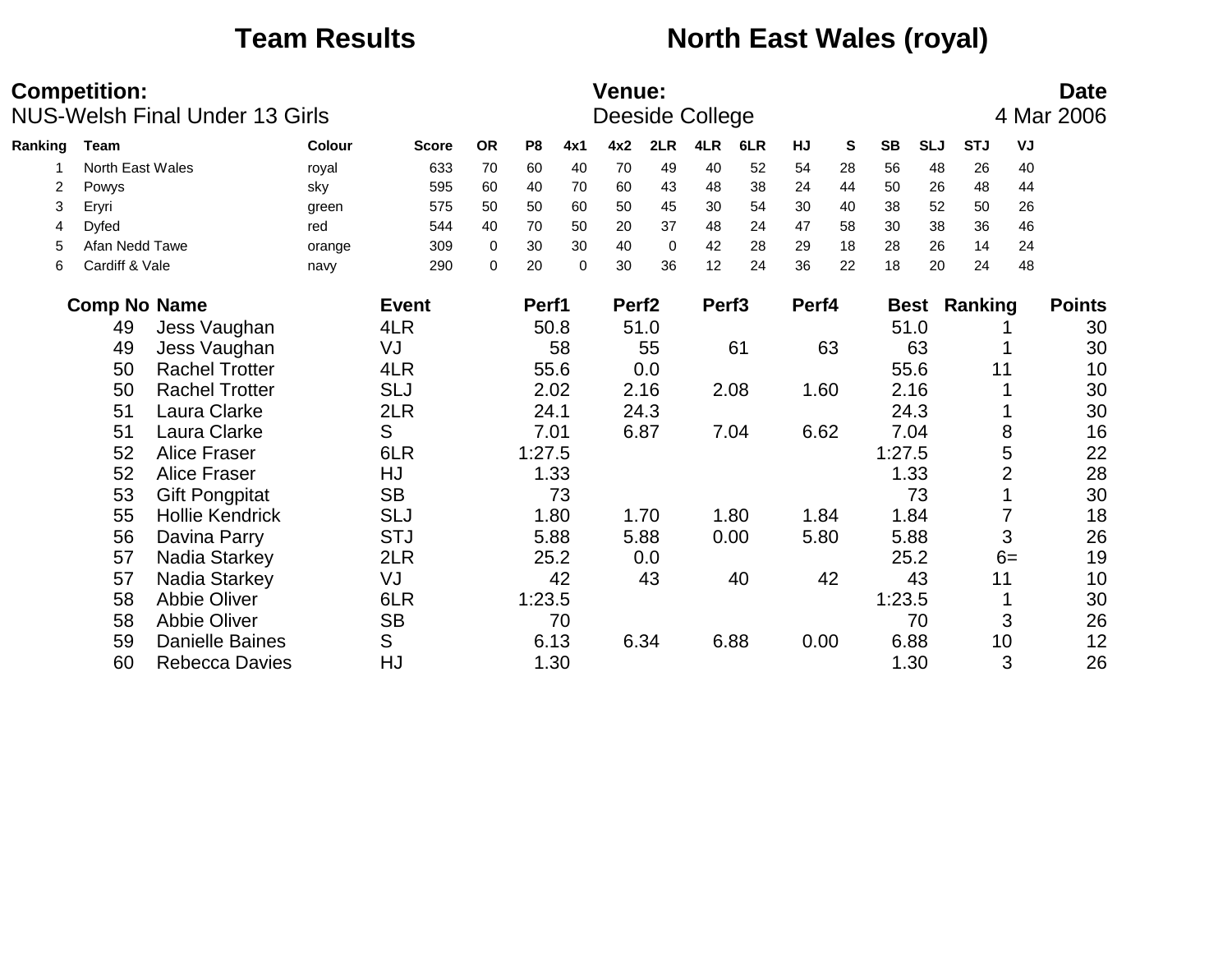# Team Results — North East Wales (royal)

**Competition:** NUS-Welsh Final Under 13 Girls

**Venue:** Deeside College

**Date:** 4 Mar 2006

| Ranking | Team | Colour | Score | OR | P8 | 4x1 | 4x2 | 2LR | 4LR | 6LR | HJ | S | SB | SLJ | STJ | VJ |
|---|---|---|---|---|---|---|---|---|---|---|---|---|---|---|---|---|
| 1 | North East Wales | royal | 633 | 70 | 60 | 40 | 70 | 49 | 40 | 52 | 54 | 28 | 56 | 48 | 26 | 40 |
| 2 | Powys | sky | 595 | 60 | 40 | 70 | 60 | 43 | 48 | 38 | 24 | 44 | 50 | 26 | 48 | 44 |
| 3 | Eryri | green | 575 | 50 | 50 | 60 | 50 | 45 | 30 | 54 | 30 | 40 | 38 | 52 | 50 | 26 |
| 4 | Dyfed | red | 544 | 40 | 70 | 50 | 20 | 37 | 48 | 24 | 47 | 58 | 30 | 38 | 36 | 46 |
| 5 | Afan Nedd Tawe | orange | 309 | 0 | 30 | 30 | 40 | 0 | 42 | 28 | 29 | 18 | 28 | 26 | 14 | 24 |
| 6 | Cardiff & Vale | navy | 290 | 0 | 20 | 0 | 30 | 36 | 12 | 24 | 36 | 22 | 18 | 20 | 24 | 48 |

| Comp No | Name | Event | Perf1 | Perf2 | Perf3 | Perf4 | Best | Ranking | Points |
|---|---|---|---|---|---|---|---|---|---|
| 49 | Jess Vaughan | 4LR | 50.8 | 51.0 | | | 51.0 | 1 | 30 |
| 49 | Jess Vaughan | VJ | 58 | 55 | 61 | 63 | 63 | 1 | 30 |
| 50 | Rachel Trotter | 4LR | 55.6 | 0.0 | | | 55.6 | 11 | 10 |
| 50 | Rachel Trotter | SLJ | 2.02 | 2.16 | 2.08 | 1.60 | 2.16 | 1 | 30 |
| 51 | Laura Clarke | 2LR | 24.1 | 24.3 | | | 24.3 | 1 | 30 |
| 51 | Laura Clarke | S | 7.01 | 6.87 | 7.04 | 6.62 | 7.04 | 8 | 16 |
| 52 | Alice Fraser | 6LR | 1:27.5 | | | | 1:27.5 | 5 | 22 |
| 52 | Alice Fraser | HJ | 1.33 | | | | 1.33 | 2 | 28 |
| 53 | Gift Pongpitat | SB | 73 | | | | 73 | 1 | 30 |
| 55 | Hollie Kendrick | SLJ | 1.80 | 1.70 | 1.80 | 1.84 | 1.84 | 7 | 18 |
| 56 | Davina Parry | STJ | 5.88 | 5.88 | 0.00 | 5.80 | 5.88 | 3 | 26 |
| 57 | Nadia Starkey | 2LR | 25.2 | 0.0 | | | 25.2 | 6= | 19 |
| 57 | Nadia Starkey | VJ | 42 | 43 | 40 | 42 | 43 | 11 | 10 |
| 58 | Abbie Oliver | 6LR | 1:23.5 | | | | 1:23.5 | 1 | 30 |
| 58 | Abbie Oliver | SB | 70 | | | | 70 | 3 | 26 |
| 59 | Danielle Baines | S | 6.13 | 6.34 | 6.88 | 0.00 | 6.88 | 10 | 12 |
| 60 | Rebecca Davies | HJ | 1.30 | | | | 1.30 | 3 | 26 |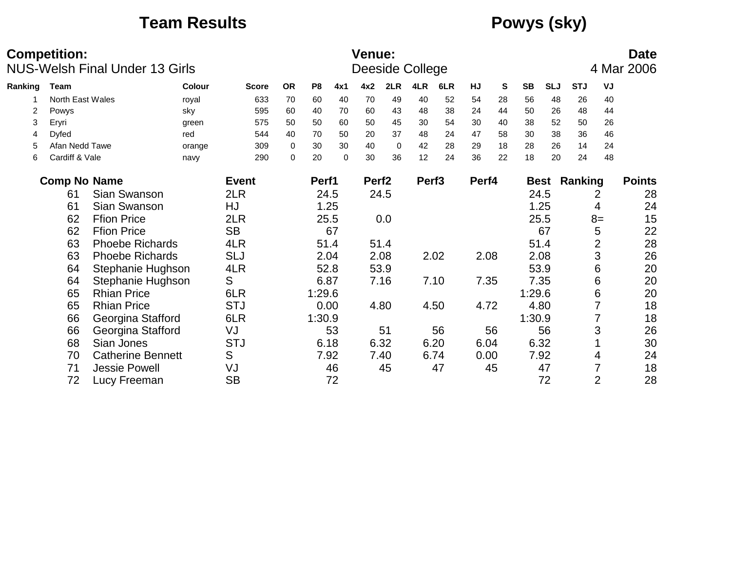# Team Results — Powys (sky)

**Competition:** NUS-Welsh Final Under 13 Girls

**Venue:** Deeside College

**Date:** 4 Mar 2006

| Ranking | Team | Colour | Score | OR | P8 | 4x1 | 4x2 | 2LR | 4LR | 6LR | HJ | S | SB | SLJ | STJ | VJ |
|---|---|---|---|---|---|---|---|---|---|---|---|---|---|---|---|---|
| 1 | North East Wales | royal | 633 | 70 | 60 | 40 | 70 | 49 | 40 | 52 | 54 | 28 | 56 | 48 | 26 | 40 |
| 2 | Powys | sky | 595 | 60 | 40 | 70 | 60 | 43 | 48 | 38 | 24 | 44 | 50 | 26 | 48 | 44 |
| 3 | Eryri | green | 575 | 50 | 50 | 60 | 50 | 45 | 30 | 54 | 30 | 40 | 38 | 52 | 50 | 26 |
| 4 | Dyfed | red | 544 | 40 | 70 | 50 | 20 | 37 | 48 | 24 | 47 | 58 | 30 | 38 | 36 | 46 |
| 5 | Afan Nedd Tawe | orange | 309 | 0 | 30 | 30 | 40 | 0 | 42 | 28 | 29 | 18 | 28 | 26 | 14 | 24 |
| 6 | Cardiff & Vale | navy | 290 | 0 | 20 | 0 | 30 | 36 | 12 | 24 | 36 | 22 | 18 | 20 | 24 | 48 |

| Comp No | Name | Event | Perf1 | Perf2 | Perf3 | Perf4 | Best | Ranking | Points |
|---|---|---|---|---|---|---|---|---|---|
| 61 | Sian Swanson | 2LR | 24.5 | 24.5 | | | 24.5 | 2 | 28 |
| 61 | Sian Swanson | HJ | 1.25 | | | | 1.25 | 4 | 24 |
| 62 | Ffion Price | 2LR | 25.5 | 0.0 | | | 25.5 | 8= | 15 |
| 62 | Ffion Price | SB | 67 | | | | 67 | 5 | 22 |
| 63 | Phoebe Richards | 4LR | 51.4 | 51.4 | | | 51.4 | 2 | 28 |
| 63 | Phoebe Richards | SLJ | 2.04 | 2.08 | 2.02 | 2.08 | 2.08 | 3 | 26 |
| 64 | Stephanie Hughson | 4LR | 52.8 | 53.9 | | | 53.9 | 6 | 20 |
| 64 | Stephanie Hughson | S | 6.87 | 7.16 | 7.10 | 7.35 | 7.35 | 6 | 20 |
| 65 | Rhian Price | 6LR | 1:29.6 | | | | 1:29.6 | 6 | 20 |
| 65 | Rhian Price | STJ | 0.00 | 4.80 | 4.50 | 4.72 | 4.80 | 7 | 18 |
| 66 | Georgina Stafford | 6LR | 1:30.9 | | | | 1:30.9 | 7 | 18 |
| 66 | Georgina Stafford | VJ | 53 | 51 | 56 | 56 | 56 | 3 | 26 |
| 68 | Sian Jones | STJ | 6.18 | 6.32 | 6.20 | 6.04 | 6.32 | 1 | 30 |
| 70 | Catherine Bennett | S | 7.92 | 7.40 | 6.74 | 0.00 | 7.92 | 4 | 24 |
| 71 | Jessie Powell | VJ | 46 | 45 | 47 | 45 | 47 | 7 | 18 |
| 72 | Lucy Freeman | SB | 72 | | | | 72 | 2 | 28 |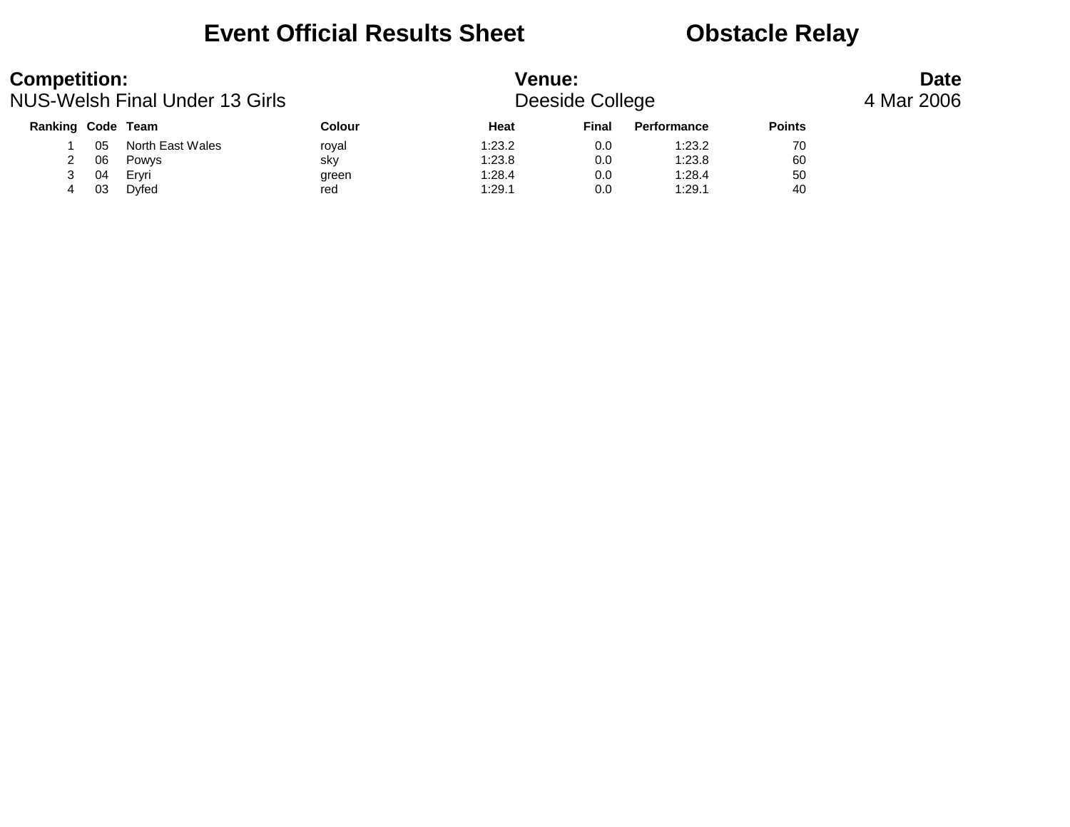# Event Official Results Sheet — Obstacle Relay

**Competition:**
NUS-Welsh Final Under 13 Girls

**Venue:**
Deeside College

**Date**
4 Mar 2006

| Ranking | Code | Team | Colour | Heat | Final | Performance | Points |
|---|---|---|---|---|---|---|---|
| 1 | 05 | North East Wales | royal | 1:23.2 | 0.0 | 1:23.2 | 70 |
| 2 | 06 | Powys | sky | 1:23.8 | 0.0 | 1:23.8 | 60 |
| 3 | 04 | Eryri | green | 1:28.4 | 0.0 | 1:28.4 | 50 |
| 4 | 03 | Dyfed | red | 1:29.1 | 0.0 | 1:29.1 | 40 |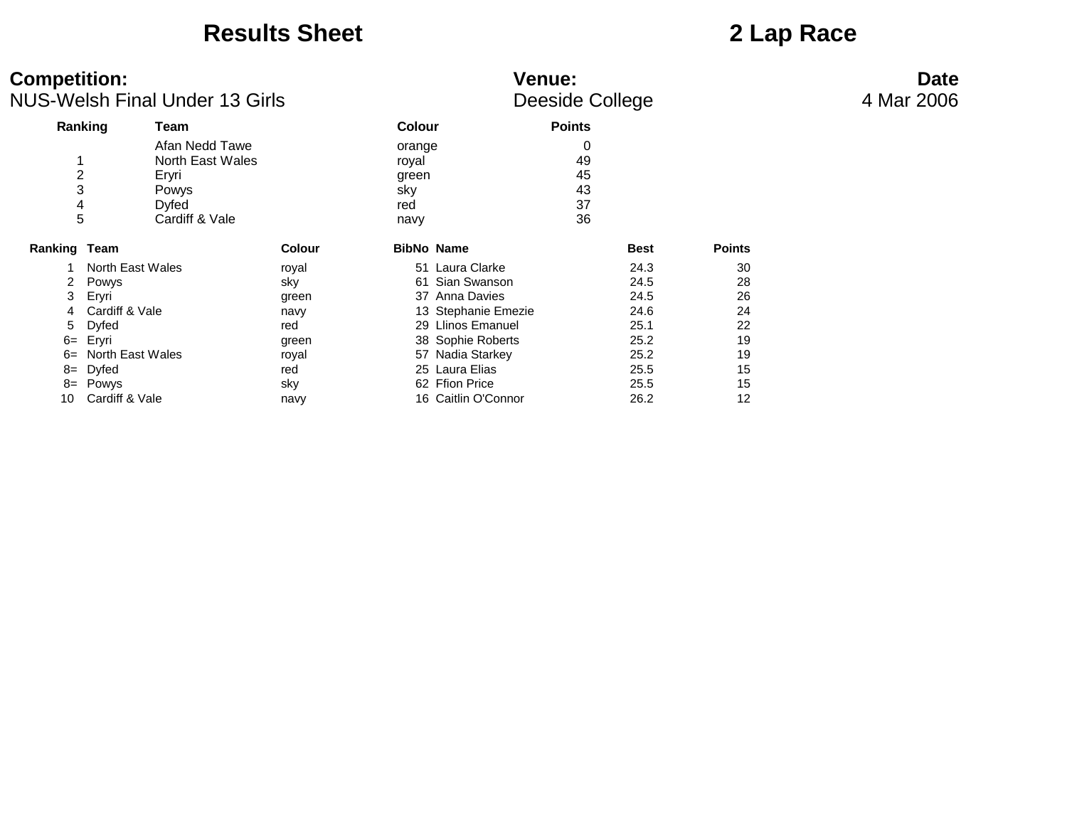# Results Sheet

# 2 Lap Race

**Competition:**
NUS-Welsh Final Under 13 Girls

**Venue:**
Deeside College

**Date**
4 Mar 2006

| Ranking | Team | Colour | Points |
|---|---|---|---|
| | Afan Nedd Tawe | orange | 0 |
| 1 | North East Wales | royal | 49 |
| 2 | Eryri | green | 45 |
| 3 | Powys | sky | 43 |
| 4 | Dyfed | red | 37 |
| 5 | Cardiff & Vale | navy | 36 |

| Ranking | Team | Colour | BibNo | Name | Best | Points |
|---|---|---|---|---|---|---|
| 1 | North East Wales | royal | 51 | Laura Clarke | 24.3 | 30 |
| 2 | Powys | sky | 61 | Sian Swanson | 24.5 | 28 |
| 3 | Eryri | green | 37 | Anna Davies | 24.5 | 26 |
| 4 | Cardiff & Vale | navy | 13 | Stephanie Emezie | 24.6 | 24 |
| 5 | Dyfed | red | 29 | Llinos Emanuel | 25.1 | 22 |
| 6= | Eryri | green | 38 | Sophie Roberts | 25.2 | 19 |
| 6= | North East Wales | royal | 57 | Nadia Starkey | 25.2 | 19 |
| 8= | Dyfed | red | 25 | Laura Elias | 25.5 | 15 |
| 8= | Powys | sky | 62 | Ffion Price | 25.5 | 15 |
| 10 | Cardiff & Vale | navy | 16 | Caitlin O'Connor | 26.2 | 12 |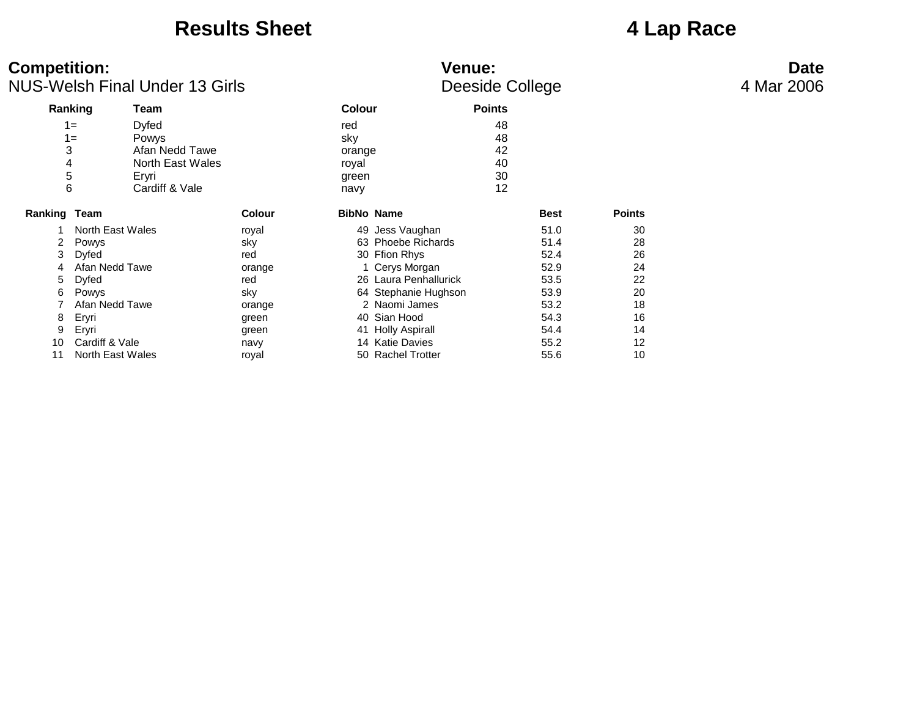# Results Sheet

# 4 Lap Race

**Competition:**
NUS-Welsh Final Under 13 Girls

**Venue:**
Deeside College

**Date**
4 Mar 2006

| Ranking | Team | Colour | Points |
|---|---|---|---|
| 1= | Dyfed | red | 48 |
| 1= | Powys | sky | 48 |
| 3 | Afan Nedd Tawe | orange | 42 |
| 4 | North East Wales | royal | 40 |
| 5 | Eryri | green | 30 |
| 6 | Cardiff & Vale | navy | 12 |

| Ranking | Team | Colour | BibNo | Name | Best | Points |
|---|---|---|---|---|---|---|
| 1 | North East Wales | royal | 49 | Jess Vaughan | 51.0 | 30 |
| 2 | Powys | sky | 63 | Phoebe Richards | 51.4 | 28 |
| 3 | Dyfed | red | 30 | Ffion Rhys | 52.4 | 26 |
| 4 | Afan Nedd Tawe | orange | 1 | Cerys Morgan | 52.9 | 24 |
| 5 | Dyfed | red | 26 | Laura Penhallurick | 53.5 | 22 |
| 6 | Powys | sky | 64 | Stephanie Hughson | 53.9 | 20 |
| 7 | Afan Nedd Tawe | orange | 2 | Naomi James | 53.2 | 18 |
| 8 | Eryri | green | 40 | Sian Hood | 54.3 | 16 |
| 9 | Eryri | green | 41 | Holly Aspirall | 54.4 | 14 |
| 10 | Cardiff & Vale | navy | 14 | Katie Davies | 55.2 | 12 |
| 11 | North East Wales | royal | 50 | Rachel Trotter | 55.6 | 10 |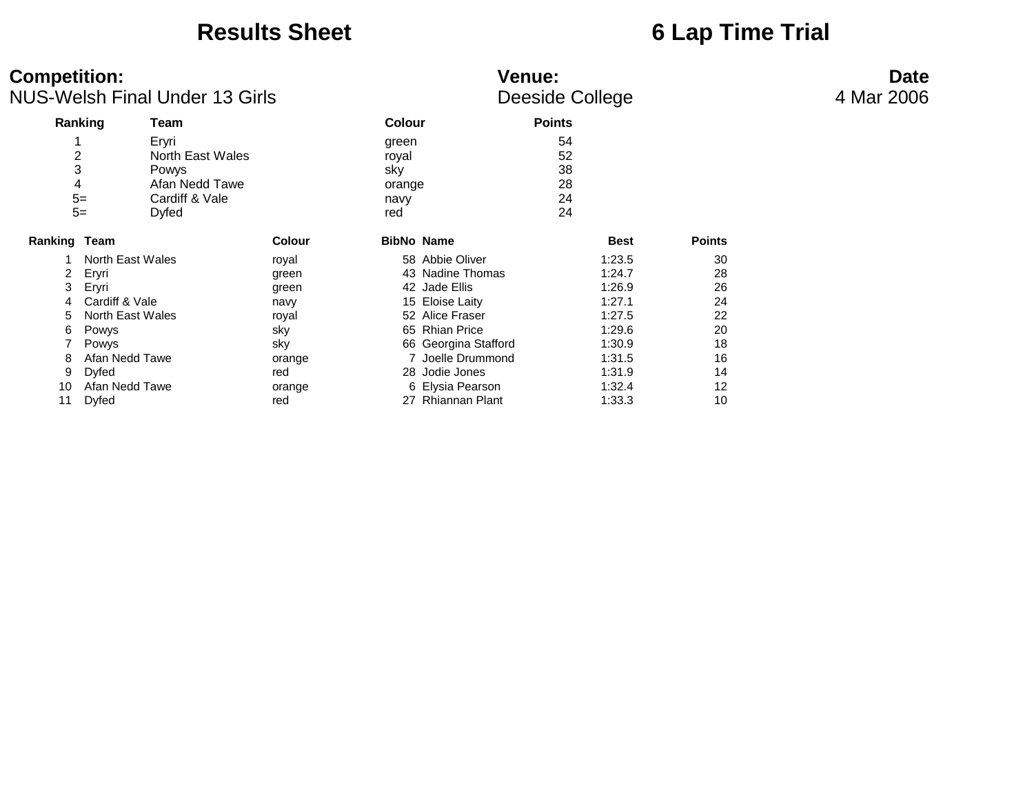# Results Sheet

# 6 Lap Time Trial

**Competition:**
NUS-Welsh Final Under 13 Girls

**Venue:**
Deeside College

**Date**
4 Mar 2006

| Ranking | Team | Colour | Points |
|---|---|---|---|
| 1 | Eryri | green | 54 |
| 2 | North East Wales | royal | 52 |
| 3 | Powys | sky | 38 |
| 4 | Afan Nedd Tawe | orange | 28 |
| 5= | Cardiff & Vale | navy | 24 |
| 5= | Dyfed | red | 24 |

| Ranking | Team | Colour | BibNo | Name | Best | Points |
|---|---|---|---|---|---|---|
| 1 | North East Wales | royal | 58 | Abbie Oliver | 1:23.5 | 30 |
| 2 | Eryri | green | 43 | Nadine Thomas | 1:24.7 | 28 |
| 3 | Eryri | green | 42 | Jade Ellis | 1:26.9 | 26 |
| 4 | Cardiff & Vale | navy | 15 | Eloise Laity | 1:27.1 | 24 |
| 5 | North East Wales | royal | 52 | Alice Fraser | 1:27.5 | 22 |
| 6 | Powys | sky | 65 | Rhian Price | 1:29.6 | 20 |
| 7 | Powys | sky | 66 | Georgina Stafford | 1:30.9 | 18 |
| 8 | Afan Nedd Tawe | orange | 7 | Joelle Drummond | 1:31.5 | 16 |
| 9 | Dyfed | red | 28 | Jodie Jones | 1:31.9 | 14 |
| 10 | Afan Nedd Tawe | orange | 6 | Elysia Pearson | 1:32.4 | 12 |
| 11 | Dyfed | red | 27 | Rhiannan Plant | 1:33.3 | 10 |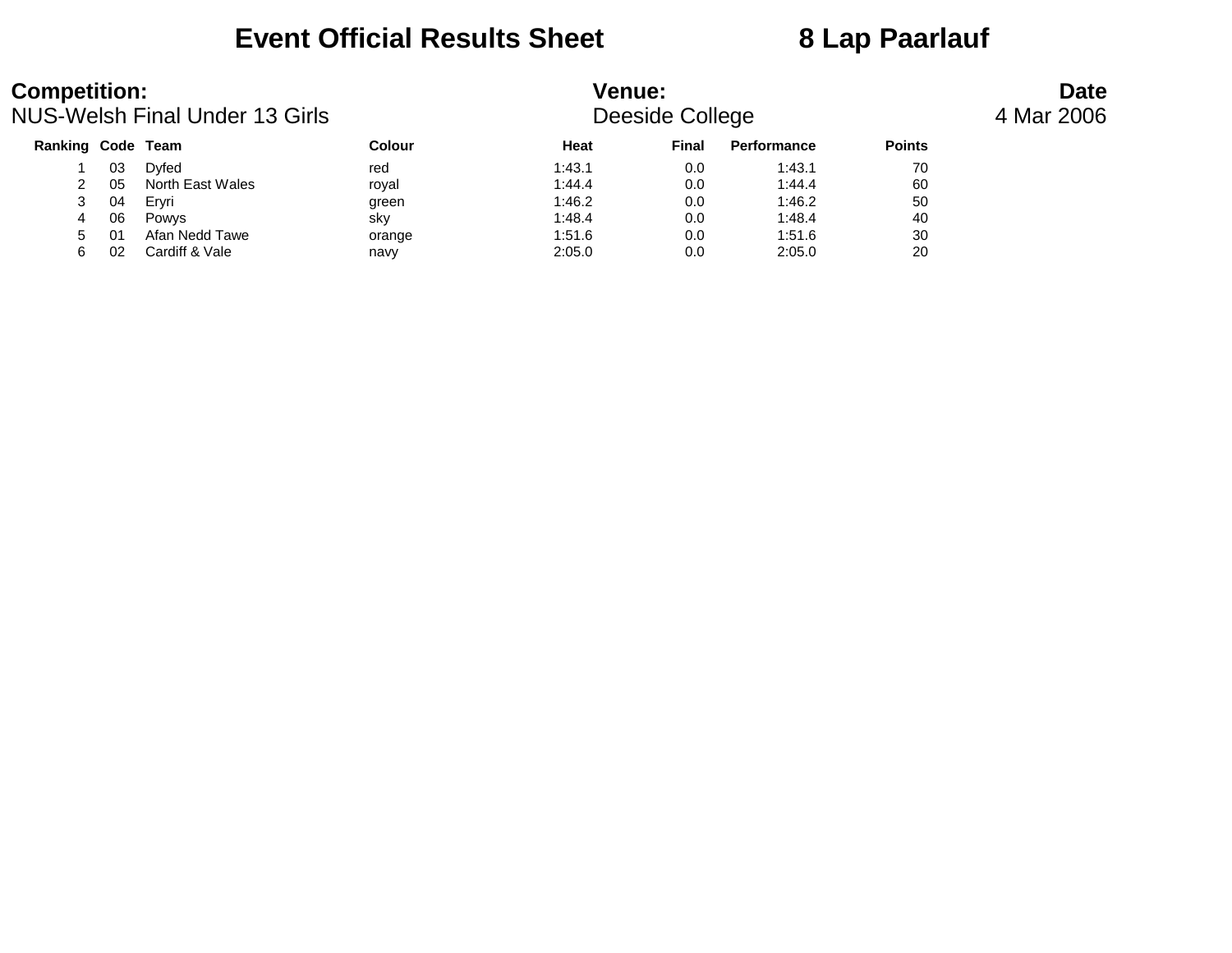# Event Official Results Sheet 8 Lap Paarlauf

**Competition:**
NUS-Welsh Final Under 13 Girls

**Venue:**
Deeside College

**Date**
4 Mar 2006

| Ranking | Code | Team | Colour | Heat | Final | Performance | Points |
|---|---|---|---|---|---|---|---|
| 1 | 03 | Dyfed | red | 1:43.1 | 0.0 | 1:43.1 | 70 |
| 2 | 05 | North East Wales | royal | 1:44.4 | 0.0 | 1:44.4 | 60 |
| 3 | 04 | Eryri | green | 1:46.2 | 0.0 | 1:46.2 | 50 |
| 4 | 06 | Powys | sky | 1:48.4 | 0.0 | 1:48.4 | 40 |
| 5 | 01 | Afan Nedd Tawe | orange | 1:51.6 | 0.0 | 1:51.6 | 30 |
| 6 | 02 | Cardiff & Vale | navy | 2:05.0 | 0.0 | 2:05.0 | 20 |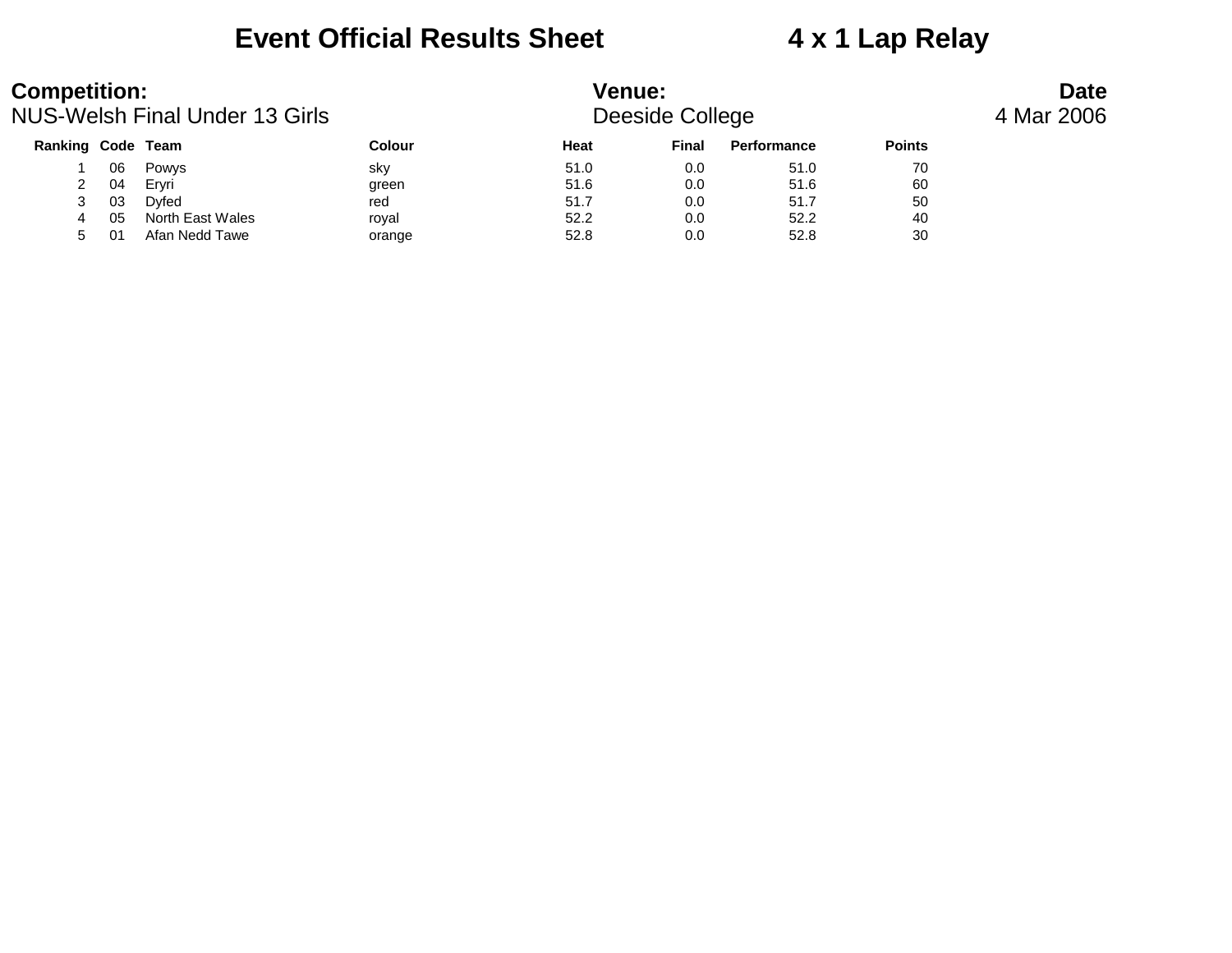# Event Official Results Sheet 4 x 1 Lap Relay

**Competition:**
NUS-Welsh Final Under 13 Girls

**Venue:**
Deeside College

**Date**
4 Mar 2006

| Ranking | Code | Team | Colour | Heat | Final | Performance | Points |
|---|---|---|---|---|---|---|---|
| 1 | 06 | Powys | sky | 51.0 | 0.0 | 51.0 | 70 |
| 2 | 04 | Eryri | green | 51.6 | 0.0 | 51.6 | 60 |
| 3 | 03 | Dyfed | red | 51.7 | 0.0 | 51.7 | 50 |
| 4 | 05 | North East Wales | royal | 52.2 | 0.0 | 52.2 | 40 |
| 5 | 01 | Afan Nedd Tawe | orange | 52.8 | 0.0 | 52.8 | 30 |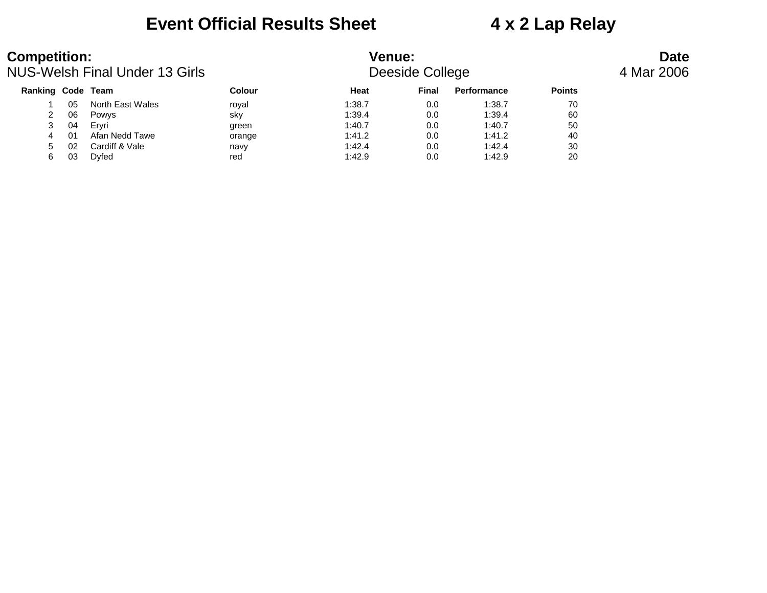# Event Official Results Sheet 4 x 2 Lap Relay

**Competition:**
NUS-Welsh Final Under 13 Girls

**Venue:**
Deeside College

**Date**
4 Mar 2006

| Ranking | Code | Team | Colour | Heat | Final | Performance | Points |
|---|---|---|---|---|---|---|---|
| 1 | 05 | North East Wales | royal | 1:38.7 | 0.0 | 1:38.7 | 70 |
| 2 | 06 | Powys | sky | 1:39.4 | 0.0 | 1:39.4 | 60 |
| 3 | 04 | Eryri | green | 1:40.7 | 0.0 | 1:40.7 | 50 |
| 4 | 01 | Afan Nedd Tawe | orange | 1:41.2 | 0.0 | 1:41.2 | 40 |
| 5 | 02 | Cardiff & Vale | navy | 1:42.4 | 0.0 | 1:42.4 | 30 |
| 6 | 03 | Dyfed | red | 1:42.9 | 0.0 | 1:42.9 | 20 |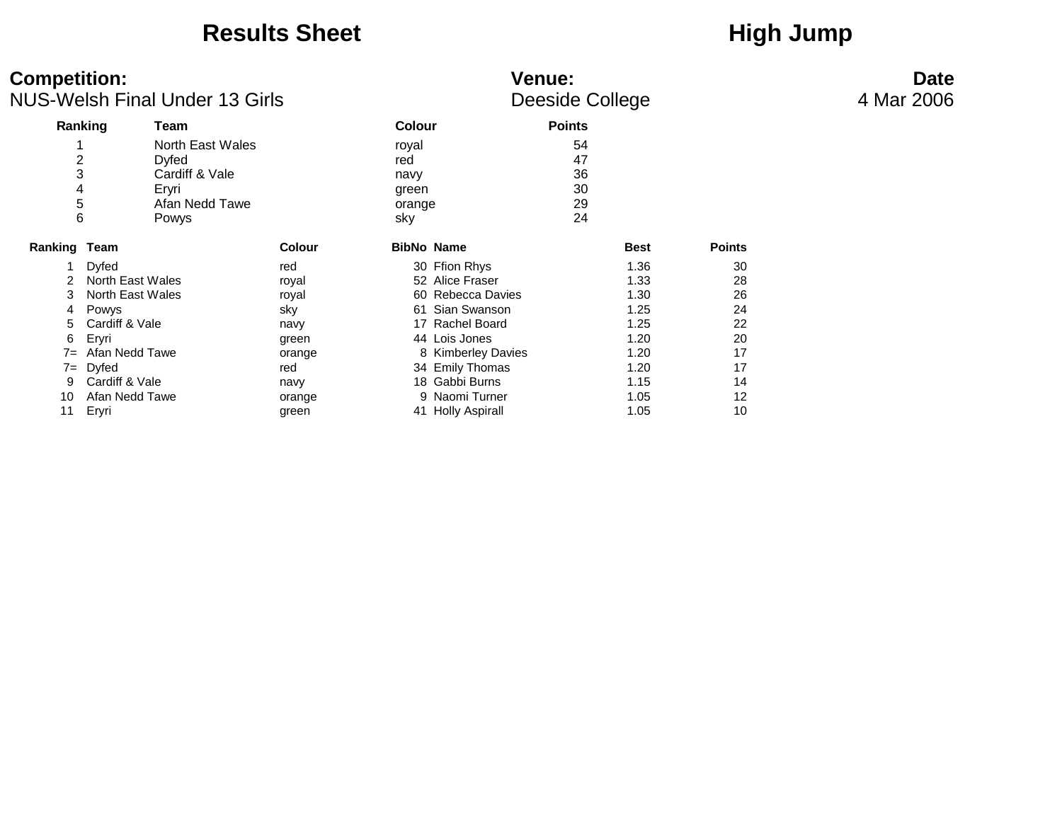# Results Sheet

# High Jump

**Competition:** NUS-Welsh Final Under 13 Girls

**Venue:** Deeside College

**Date** 4 Mar 2006

| Ranking | Team | Colour | Points |
|---|---|---|---|
| 1 | North East Wales | royal | 54 |
| 2 | Dyfed | red | 47 |
| 3 | Cardiff & Vale | navy | 36 |
| 4 | Eryri | green | 30 |
| 5 | Afan Nedd Tawe | orange | 29 |
| 6 | Powys | sky | 24 |

| Ranking | Team | Colour | BibNo | Name | Best | Points |
|---|---|---|---|---|---|---|
| 1 | Dyfed | red | 30 | Ffion Rhys | 1.36 | 30 |
| 2 | North East Wales | royal | 52 | Alice Fraser | 1.33 | 28 |
| 3 | North East Wales | royal | 60 | Rebecca Davies | 1.30 | 26 |
| 4 | Powys | sky | 61 | Sian Swanson | 1.25 | 24 |
| 5 | Cardiff & Vale | navy | 17 | Rachel Board | 1.25 | 22 |
| 6 | Eryri | green | 44 | Lois Jones | 1.20 | 20 |
| 7= | Afan Nedd Tawe | orange | 8 | Kimberley Davies | 1.20 | 17 |
| 7= | Dyfed | red | 34 | Emily Thomas | 1.20 | 17 |
| 9 | Cardiff & Vale | navy | 18 | Gabbi Burns | 1.15 | 14 |
| 10 | Afan Nedd Tawe | orange | 9 | Naomi Turner | 1.05 | 12 |
| 11 | Eryri | green | 41 | Holly Aspirall | 1.05 | 10 |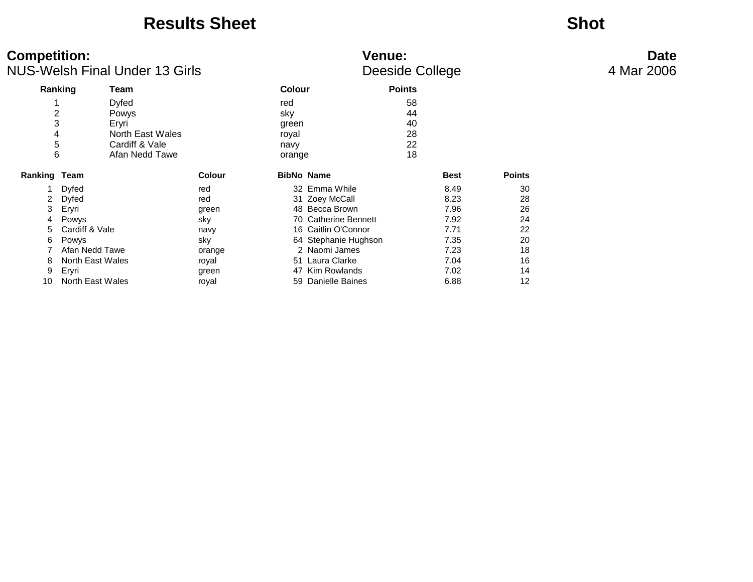# Results Sheet

# Shot

**Competition:**
NUS-Welsh Final Under 13 Girls

**Venue:**
Deeside College

**Date**
4 Mar 2006

| Ranking | Team | Colour | Points |
|---|---|---|---|
| 1 | Dyfed | red | 58 |
| 2 | Powys | sky | 44 |
| 3 | Eryri | green | 40 |
| 4 | North East Wales | royal | 28 |
| 5 | Cardiff & Vale | navy | 22 |
| 6 | Afan Nedd Tawe | orange | 18 |

| Ranking | Team | Colour | BibNo | Name | Best | Points |
|---|---|---|---|---|---|---|
| 1 | Dyfed | red | 32 | Emma While | 8.49 | 30 |
| 2 | Dyfed | red | 31 | Zoey McCall | 8.23 | 28 |
| 3 | Eryri | green | 48 | Becca Brown | 7.96 | 26 |
| 4 | Powys | sky | 70 | Catherine Bennett | 7.92 | 24 |
| 5 | Cardiff & Vale | navy | 16 | Caitlin O'Connor | 7.71 | 22 |
| 6 | Powys | sky | 64 | Stephanie Hughson | 7.35 | 20 |
| 7 | Afan Nedd Tawe | orange | 2 | Naomi James | 7.23 | 18 |
| 8 | North East Wales | royal | 51 | Laura Clarke | 7.04 | 16 |
| 9 | Eryri | green | 47 | Kim Rowlands | 7.02 | 14 |
| 10 | North East Wales | royal | 59 | Danielle Baines | 6.88 | 12 |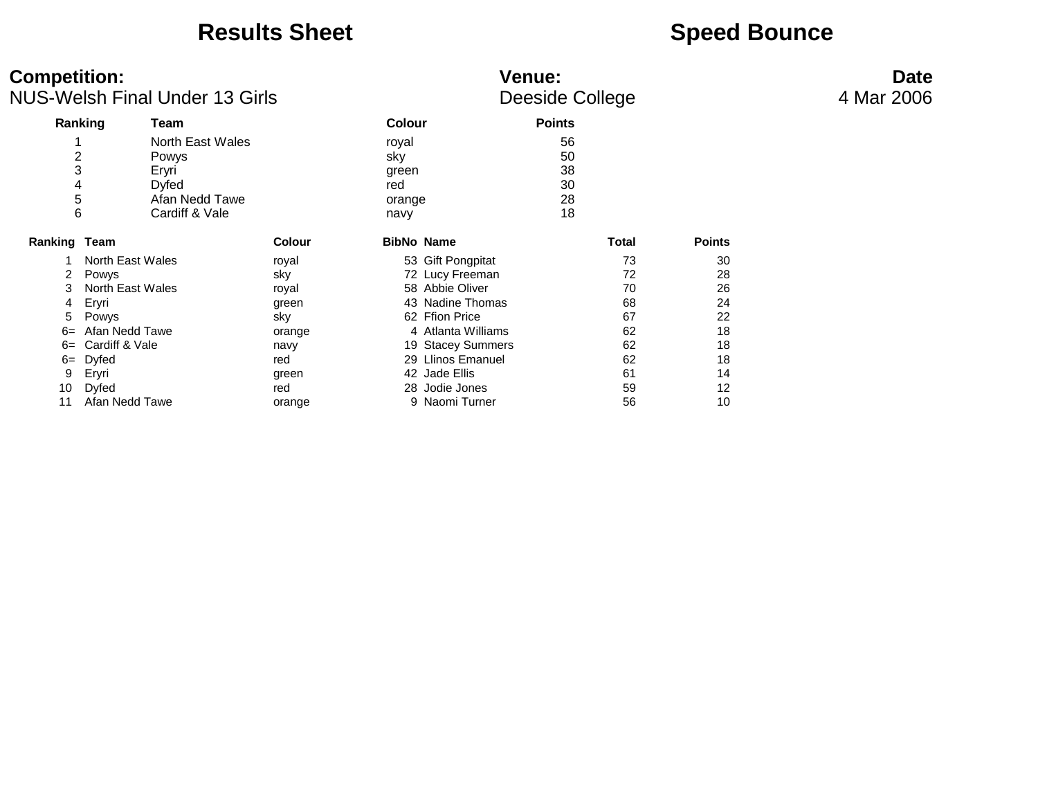# Results Sheet

# Speed Bounce

**Competition:**
NUS-Welsh Final Under 13 Girls

**Venue:**
Deeside College

**Date**
4 Mar 2006

| Ranking | Team | Colour | Points |
|---|---|---|---|
| 1 | North East Wales | royal | 56 |
| 2 | Powys | sky | 50 |
| 3 | Eryri | green | 38 |
| 4 | Dyfed | red | 30 |
| 5 | Afan Nedd Tawe | orange | 28 |
| 6 | Cardiff & Vale | navy | 18 |

| Ranking | Team | Colour | BibNo | Name | Total | Points |
|---|---|---|---|---|---|---|
| 1 | North East Wales | royal | 53 | Gift Pongpitat | 73 | 30 |
| 2 | Powys | sky | 72 | Lucy Freeman | 72 | 28 |
| 3 | North East Wales | royal | 58 | Abbie Oliver | 70 | 26 |
| 4 | Eryri | green | 43 | Nadine Thomas | 68 | 24 |
| 5 | Powys | sky | 62 | Ffion Price | 67 | 22 |
| 6= | Afan Nedd Tawe | orange | 4 | Atlanta Williams | 62 | 18 |
| 6= | Cardiff & Vale | navy | 19 | Stacey Summers | 62 | 18 |
| 6= | Dyfed | red | 29 | Llinos Emanuel | 62 | 18 |
| 9 | Eryri | green | 42 | Jade Ellis | 61 | 14 |
| 10 | Dyfed | red | 28 | Jodie Jones | 59 | 12 |
| 11 | Afan Nedd Tawe | orange | 9 | Naomi Turner | 56 | 10 |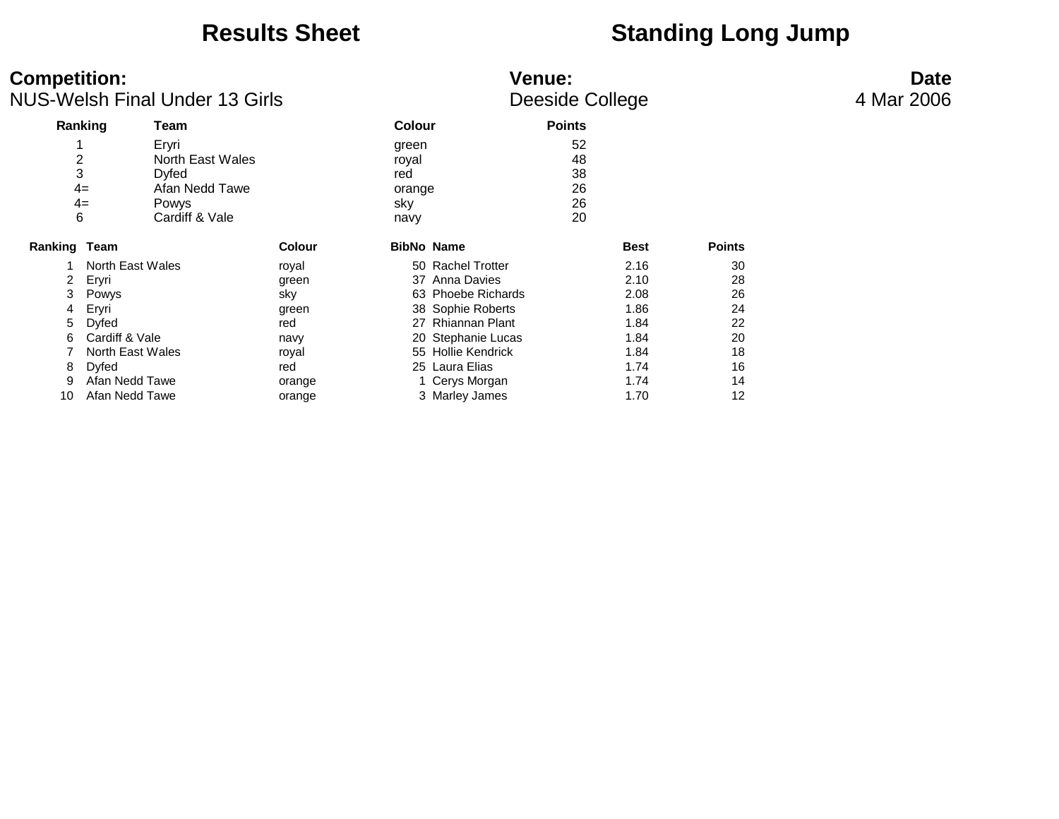# Results Sheet — Standing Long Jump

**Competition:**
NUS-Welsh Final Under 13 Girls

**Venue:**
Deeside College

**Date**
4 Mar 2006

| Ranking | Team | Colour | Points |
|---|---|---|---|
| 1 | Eryri | green | 52 |
| 2 | North East Wales | royal | 48 |
| 3 | Dyfed | red | 38 |
| 4= | Afan Nedd Tawe | orange | 26 |
| 4= | Powys | sky | 26 |
| 6 | Cardiff & Vale | navy | 20 |

| Ranking | Team | Colour | BibNo | Name | Best | Points |
|---|---|---|---|---|---|---|
| 1 | North East Wales | royal | 50 | Rachel Trotter | 2.16 | 30 |
| 2 | Eryri | green | 37 | Anna Davies | 2.10 | 28 |
| 3 | Powys | sky | 63 | Phoebe Richards | 2.08 | 26 |
| 4 | Eryri | green | 38 | Sophie Roberts | 1.86 | 24 |
| 5 | Dyfed | red | 27 | Rhiannan Plant | 1.84 | 22 |
| 6 | Cardiff & Vale | navy | 20 | Stephanie Lucas | 1.84 | 20 |
| 7 | North East Wales | royal | 55 | Hollie Kendrick | 1.84 | 18 |
| 8 | Dyfed | red | 25 | Laura Elias | 1.74 | 16 |
| 9 | Afan Nedd Tawe | orange | 1 | Cerys Morgan | 1.74 | 14 |
| 10 | Afan Nedd Tawe | orange | 3 | Marley James | 1.70 | 12 |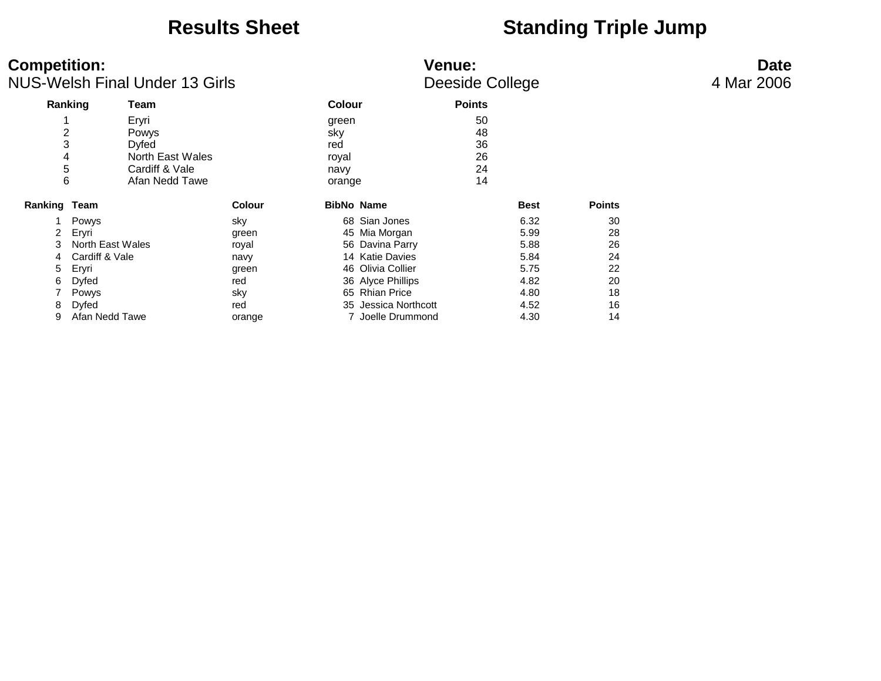# Results Sheet

# Standing Triple Jump

**Competition:**
NUS-Welsh Final Under 13 Girls

**Venue:**
Deeside College

**Date**
4 Mar 2006

| Ranking | Team | Colour | Points |
|---|---|---|---|
| 1 | Eryri | green | 50 |
| 2 | Powys | sky | 48 |
| 3 | Dyfed | red | 36 |
| 4 | North East Wales | royal | 26 |
| 5 | Cardiff & Vale | navy | 24 |
| 6 | Afan Nedd Tawe | orange | 14 |

| Ranking | Team | Colour | BibNo | Name | Best | Points |
|---|---|---|---|---|---|---|
| 1 | Powys | sky | 68 | Sian Jones | 6.32 | 30 |
| 2 | Eryri | green | 45 | Mia Morgan | 5.99 | 28 |
| 3 | North East Wales | royal | 56 | Davina Parry | 5.88 | 26 |
| 4 | Cardiff & Vale | navy | 14 | Katie Davies | 5.84 | 24 |
| 5 | Eryri | green | 46 | Olivia Collier | 5.75 | 22 |
| 6 | Dyfed | red | 36 | Alyce Phillips | 4.82 | 20 |
| 7 | Powys | sky | 65 | Rhian Price | 4.80 | 18 |
| 8 | Dyfed | red | 35 | Jessica Northcott | 4.52 | 16 |
| 9 | Afan Nedd Tawe | orange | 7 | Joelle Drummond | 4.30 | 14 |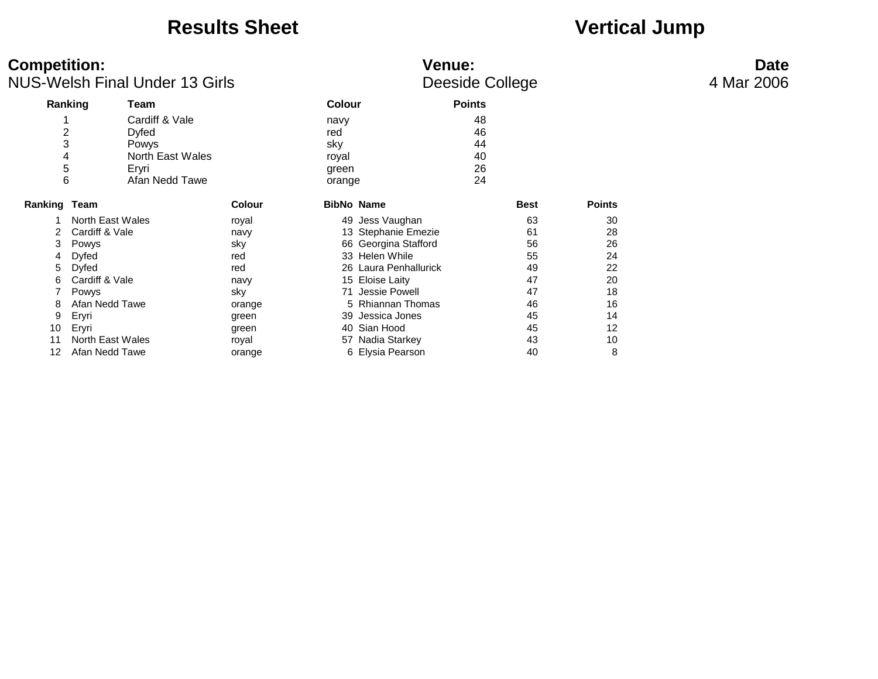# Results Sheet

# Vertical Jump

**Competition:**
NUS-Welsh Final Under 13 Girls

**Venue:**
Deeside College

**Date**
4 Mar 2006

| Ranking | Team | Colour | Points |
|---|---|---|---|
| 1 | Cardiff & Vale | navy | 48 |
| 2 | Dyfed | red | 46 |
| 3 | Powys | sky | 44 |
| 4 | North East Wales | royal | 40 |
| 5 | Eryri | green | 26 |
| 6 | Afan Nedd Tawe | orange | 24 |

| Ranking | Team | Colour | BibNo | Name | Best | Points |
|---|---|---|---|---|---|---|
| 1 | North East Wales | royal | 49 | Jess Vaughan | 63 | 30 |
| 2 | Cardiff & Vale | navy | 13 | Stephanie Emezie | 61 | 28 |
| 3 | Powys | sky | 66 | Georgina Stafford | 56 | 26 |
| 4 | Dyfed | red | 33 | Helen While | 55 | 24 |
| 5 | Dyfed | red | 26 | Laura Penhallurick | 49 | 22 |
| 6 | Cardiff & Vale | navy | 15 | Eloise Laity | 47 | 20 |
| 7 | Powys | sky | 71 | Jessie Powell | 47 | 18 |
| 8 | Afan Nedd Tawe | orange | 5 | Rhiannan Thomas | 46 | 16 |
| 9 | Eryri | green | 39 | Jessica Jones | 45 | 14 |
| 10 | Eryri | green | 40 | Sian Hood | 45 | 12 |
| 11 | North East Wales | royal | 57 | Nadia Starkey | 43 | 10 |
| 12 | Afan Nedd Tawe | orange | 6 | Elysia Pearson | 40 | 8 |